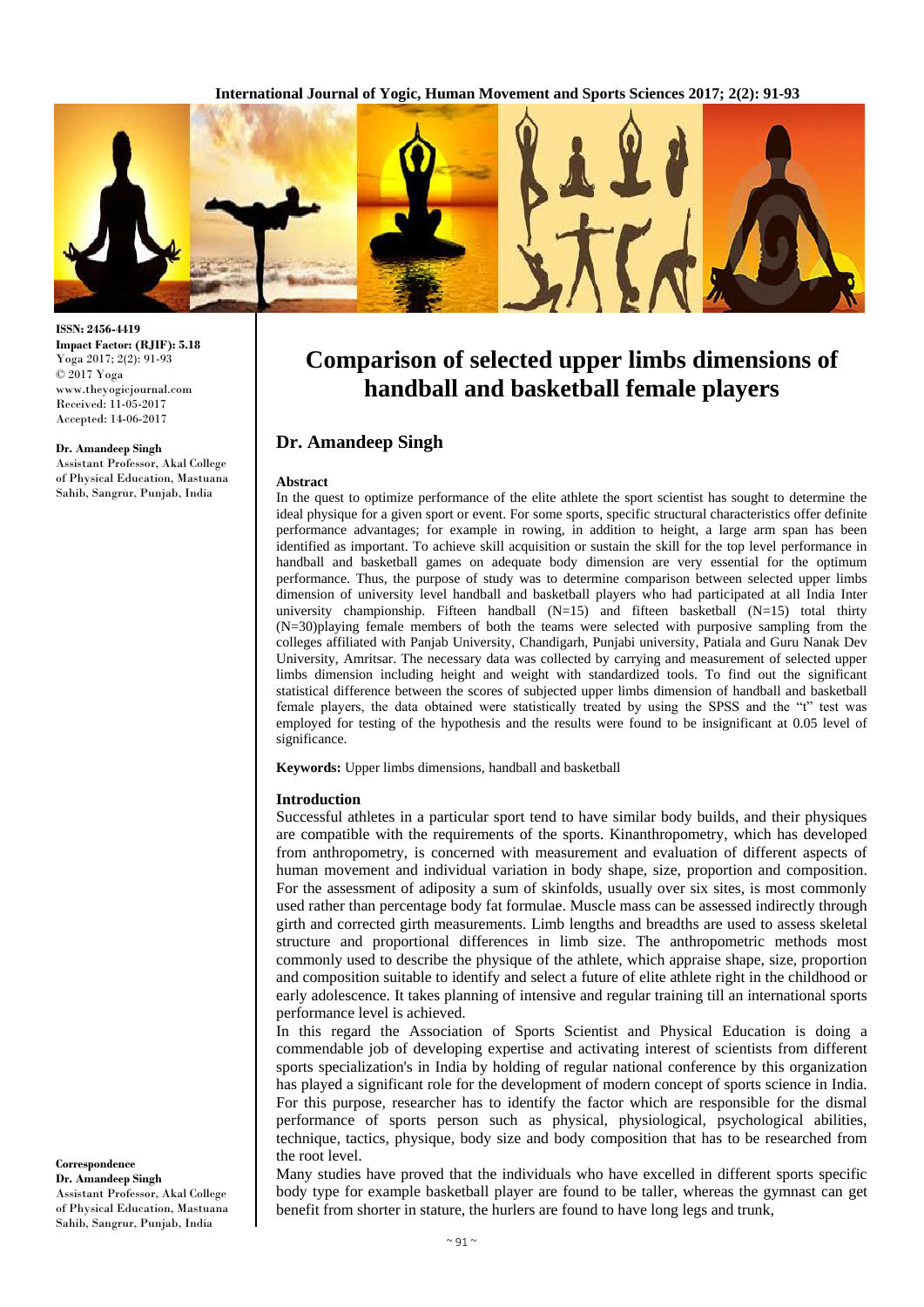**ISSN:** 2456-4419
**Impact Factor: (RJIF):** 5.18
Yoga 2017; 2(2): 91-93
© 2017 Yoga
www.theyogicjournal.com
Received: 11-05-2017
Accepted: 14-06-2017

**Dr. Amandeep Singh**
Assistant Professor, Akal College of Physical Education, Mastuana Sahib, Sangrur, Punjab, India

**Correspondence**
**Dr. Amandeep Singh**
Assistant Professor, Akal College of Physical Education, Mastuana Sahib, Sangrur, Punjab, India

# Comparison of selected upper limbs dimensions of handball and basketball female players

## Dr. Amandeep Singh

### Abstract

In the quest to optimize performance of the elite athlete the sport scientist has sought to determine the ideal physique for a given sport or event. For some sports, specific structural characteristics offer definite performance advantages; for example in rowing, in addition to height, a large arm span has been identified as important. To achieve skill acquisition or sustain the skill for the top level performance in handball and basketball games on adequate body dimension are very essential for the optimum performance. Thus, the purpose of study was to determine comparison between selected upper limbs dimension of university level handball and basketball players who had participated at all India Inter university championship. Fifteen handball (N=15) and fifteen basketball (N=15) total thirty (N=30)playing female members of both the teams were selected with purposive sampling from the colleges affiliated with Panjab University, Chandigarh, Punjabi university, Patiala and Guru Nanak Dev University, Amritsar. The necessary data was collected by carrying and measurement of selected upper limbs dimension including height and weight with standardized tools. To find out the significant statistical difference between the scores of subjected upper limbs dimension of handball and basketball female players, the data obtained were statistically treated by using the SPSS and the "t" test was employed for testing of the hypothesis and the results were found to be insignificant at 0.05 level of significance.

**Keywords:** Upper limbs dimensions, handball and basketball

### Introduction

Successful athletes in a particular sport tend to have similar body builds, and their physiques are compatible with the requirements of the sports. Kinanthropometry, which has developed from anthropometry, is concerned with measurement and evaluation of different aspects of human movement and individual variation in body shape, size, proportion and composition. For the assessment of adiposity a sum of skinfolds, usually over six sites, is most commonly used rather than percentage body fat formulae. Muscle mass can be assessed indirectly through girth and corrected girth measurements. Limb lengths and breadths are used to assess skeletal structure and proportional differences in limb size. The anthropometric methods most commonly used to describe the physique of the athlete, which appraise shape, size, proportion and composition suitable to identify and select a future of elite athlete right in the childhood or early adolescence. It takes planning of intensive and regular training till an international sports performance level is achieved.

In this regard the Association of Sports Scientist and Physical Education is doing a commendable job of developing expertise and activating interest of scientists from different sports specialization's in India by holding of regular national conference by this organization has played a significant role for the development of modern concept of sports science in India. For this purpose, researcher has to identify the factor which are responsible for the dismal performance of sports person such as physical, physiological, psychological abilities, technique, tactics, physique, body size and body composition that has to be researched from the root level.

Many studies have proved that the individuals who have excelled in different sports specific body type for example basketball player are found to be taller, whereas the gymnast can get benefit from shorter in stature, the hurlers are found to have long legs and trunk,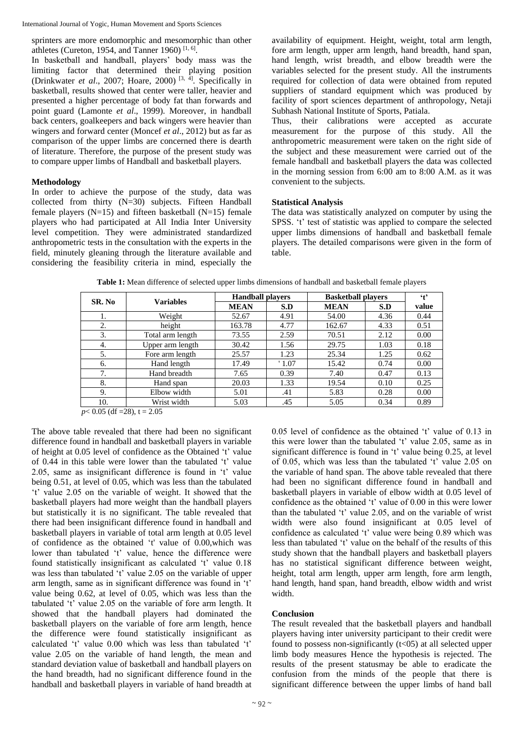sprinters are more endomorphic and mesomorphic than other athletes (Cureton, 1954, and Tanner 1960) [1, 6].

In basketball and handball, players' body mass was the limiting factor that determined their playing position (Drinkwater *et al*., 2007; Hoare, 2000) [3, 4]. Specifically in basketball, results showed that center were taller, heavier and presented a higher percentage of body fat than forwards and point guard (Lamonte *et al*., 1999). Moreover, in handball back centers, goalkeepers and back wingers were heavier than wingers and forward center (Moncef *et al*., 2012) but as far as comparison of the upper limbs are concerned there is dearth of literature. Therefore, the purpose of the present study was to compare upper limbs of Handball and basketball players.

## Methodology

In order to achieve the purpose of the study, data was collected from thirty (N=30) subjects. Fifteen Handball female players (N=15) and fifteen basketball (N=15) female players who had participated at All India Inter University level competition. They were administrated standardized anthropometric tests in the consultation with the experts in the field, minutely gleaning through the literature available and considering the feasibility criteria in mind, especially the availability of equipment. Height, weight, total arm length, fore arm length, upper arm length, hand breadth, hand span, hand length, wrist breadth, and elbow breadth were the variables selected for the present study. All the instruments required for collection of data were obtained from reputed suppliers of standard equipment which was produced by facility of sport sciences department of anthropology, Netaji Subhash National Institute of Sports, Patiala.

Thus, their calibrations were accepted as accurate measurement for the purpose of this study. All the anthropometric measurement were taken on the right side of the subject and these measurement were carried out of the female handball and basketball players the data was collected in the morning session from 6:00 am to 8:00 A.M. as it was convenient to the subjects.

## Statistical Analysis

The data was statistically analyzed on computer by using the SPSS. 't' test of statistic was applied to compare the selected upper limbs dimensions of handball and basketball female players. The detailed comparisons were given in the form of table.

**Table 1:** Mean difference of selected upper limbs dimensions of handball and basketball female players

| SR. No | Variables | Handball players | | Basketball players | | 't' value |
|---|---|---|---|---|---|---|
| | | MEAN | S.D | MEAN | S.D | |
| 1. | Weight | 52.67 | 4.91 | 54.00 | 4.36 | 0.44 |
| 2. | height | 163.78 | 4.77 | 162.67 | 4.33 | 0.51 |
| 3. | Total arm length | 73.55 | 2.59 | 70.51 | 2.12 | 0.00 |
| 4. | Upper arm length | 30.42 | 1.56 | 29.75 | 1.03 | 0.18 |
| 5. | Fore arm length | 25.57 | 1.23 | 25.34 | 1.25 | 0.62 |
| 6. | Hand length | 17.49 | ' 1.07 | 15.42 | 0.74 | 0.00 |
| 7. | Hand breadth | 7.65 | 0.39 | 7.40 | 0.47 | 0.13 |
| 8. | Hand span | 20.03 | 1.33 | 19.54 | 0.10 | 0.25 |
| 9. | Elbow width | 5.01 | .41 | 5.83 | 0.28 | 0.00 |
| 10. | Wrist width | 5.03 | .45 | 5.05 | 0.34 | 0.89 |

$p < 0.05$ (df =28), t = 2.05

The above table revealed that there had been no significant difference found in handball and basketball players in variable of height at 0.05 level of confidence as the Obtained 't' value of 0.44 in this table were lower than the tabulated 't' value 2.05, same as insignificant difference is found in 't' value being 0.51, at level of 0.05, which was less than the tabulated 't' value 2.05 on the variable of weight. It showed that the basketball players had more weight than the handball players but statistically it is no significant. The table revealed that there had been insignificant difference found in handball and basketball players in variable of total arm length at 0.05 level of confidence as the obtained 't' value of 0.00,which was lower than tabulated 't' value, hence the difference were found statistically insignificant as calculated 't' value 0.18 was less than tabulated 't' value 2.05 on the variable of upper arm length, same as in significant difference was found in 't' value being 0.62, at level of 0.05, which was less than the tabulated 't' value 2.05 on the variable of fore arm length. It showed that the handball players had dominated the basketball players on the variable of fore arm length, hence the difference were found statistically insignificant as calculated 't' value 0.00 which was less than tabulated 't' value 2.05 on the variable of hand length, the mean and standard deviation value of basketball and handball players on the hand breadth, had no significant difference found in the handball and basketball players in variable of hand breadth at 0.05 level of confidence as the obtained 't' value of 0.13 in this were lower than the tabulated 't' value 2.05, same as in significant difference is found in 't' value being 0.25, at level of 0.05, which was less than the tabulated 't' value 2.05 on the variable of hand span. The above table revealed that there had been no significant difference found in handball and basketball players in variable of elbow width at 0.05 level of confidence as the obtained 't' value of 0.00 in this were lower than the tabulated 't' value 2.05, and on the variable of wrist width were also found insignificant at 0.05 level of confidence as calculated 't' value were being 0.89 which was less than tabulated 't' value on the behalf of the results of this study shown that the handball players and basketball players has no statistical significant difference between weight, height, total arm length, upper arm length, fore arm length, hand length, hand span, hand breadth, elbow width and wrist width.

## Conclusion

The result revealed that the basketball players and handball players having inter university participant to their credit were found to possess non-significantly (t<05) at all selected upper limb body measures Hence the hypothesis is rejected. The results of the present statusmay be able to eradicate the confusion from the minds of the people that there is significant difference between the upper limbs of hand ball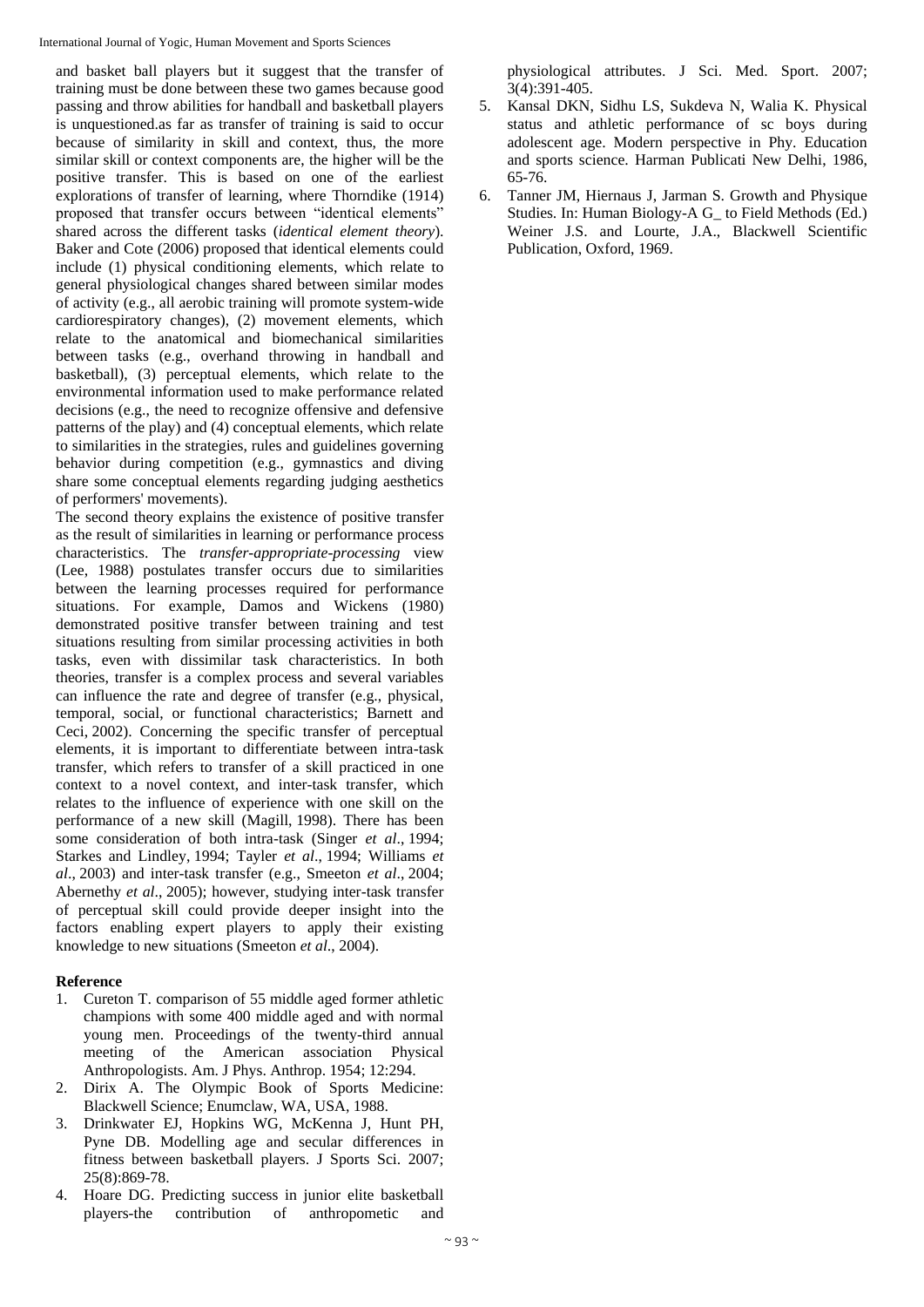and basket ball players but it suggest that the transfer of training must be done between these two games because good passing and throw abilities for handball and basketball players is unquestioned.as far as transfer of training is said to occur because of similarity in skill and context, thus, the more similar skill or context components are, the higher will be the positive transfer. This is based on one of the earliest explorations of transfer of learning, where Thorndike (1914) proposed that transfer occurs between "identical elements" shared across the different tasks (*identical element theory*). Baker and Cote (2006) proposed that identical elements could include (1) physical conditioning elements, which relate to general physiological changes shared between similar modes of activity (e.g., all aerobic training will promote system-wide cardiorespiratory changes), (2) movement elements, which relate to the anatomical and biomechanical similarities between tasks (e.g., overhand throwing in handball and basketball), (3) perceptual elements, which relate to the environmental information used to make performance related decisions (e.g., the need to recognize offensive and defensive patterns of the play) and (4) conceptual elements, which relate to similarities in the strategies, rules and guidelines governing behavior during competition (e.g., gymnastics and diving share some conceptual elements regarding judging aesthetics of performers' movements).

The second theory explains the existence of positive transfer as the result of similarities in learning or performance process characteristics. The *transfer-appropriate-processing* view (Lee, 1988) postulates transfer occurs due to similarities between the learning processes required for performance situations. For example, Damos and Wickens (1980) demonstrated positive transfer between training and test situations resulting from similar processing activities in both tasks, even with dissimilar task characteristics. In both theories, transfer is a complex process and several variables can influence the rate and degree of transfer (e.g., physical, temporal, social, or functional characteristics; Barnett and Ceci, 2002). Concerning the specific transfer of perceptual elements, it is important to differentiate between intra-task transfer, which refers to transfer of a skill practiced in one context to a novel context, and inter-task transfer, which relates to the influence of experience with one skill on the performance of a new skill (Magill, 1998). There has been some consideration of both intra-task (Singer *et al*., 1994; Starkes and Lindley, 1994; Tayler *et al*., 1994; Williams *et al*., 2003) and inter-task transfer (e.g., Smeeton *et al*., 2004; Abernethy *et al*., 2005); however, studying inter-task transfer of perceptual skill could provide deeper insight into the factors enabling expert players to apply their existing knowledge to new situations (Smeeton *et al*., 2004).

**Reference**

1. Cureton T. comparison of 55 middle aged former athletic champions with some 400 middle aged and with normal young men. Proceedings of the twenty-third annual meeting of the American association Physical Anthropologists. Am. J Phys. Anthrop. 1954; 12:294.
2. Dirix A. The Olympic Book of Sports Medicine: Blackwell Science; Enumclaw, WA, USA, 1988.
3. Drinkwater EJ, Hopkins WG, McKenna J, Hunt PH, Pyne DB. Modelling age and secular differences in fitness between basketball players. J Sports Sci. 2007; 25(8):869-78.
4. Hoare DG. Predicting success in junior elite basketball players-the contribution of anthropometic and physiological attributes. J Sci. Med. Sport. 2007; 3(4):391-405.
5. Kansal DKN, Sidhu LS, Sukdeva N, Walia K. Physical status and athletic performance of sc boys during adolescent age. Modern perspective in Phy. Education and sports science. Harman Publicati New Delhi, 1986, 65-76.
6. Tanner JM, Hiernaus J, Jarman S. Growth and Physique Studies. In: Human Biology-A G_ to Field Methods (Ed.) Weiner J.S. and Lourte, J.A., Blackwell Scientific Publication, Oxford, 1969.